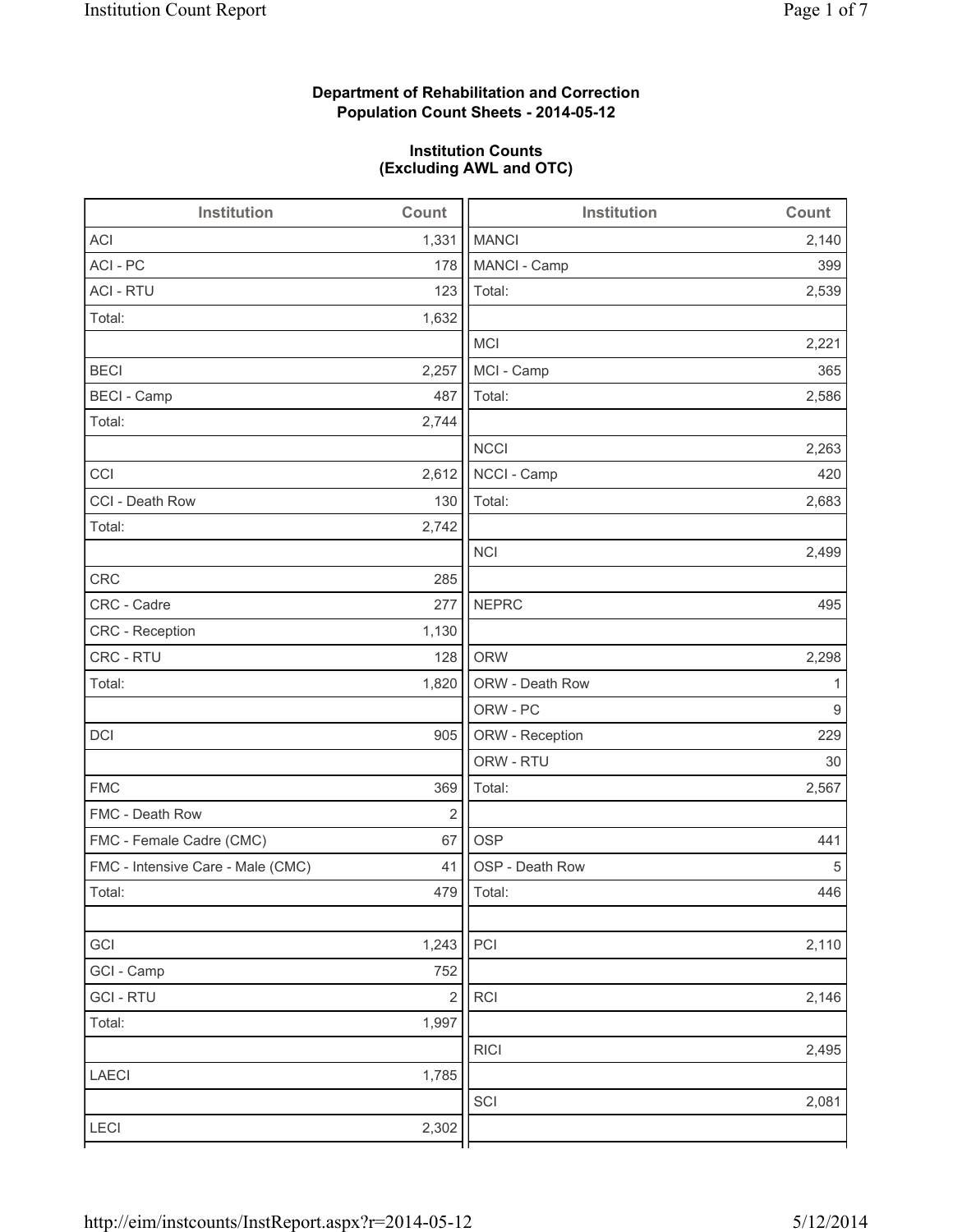**Department of Rehabilitation and Correction**
**Population Count Sheets - 2014-05-12**

**Institution Counts**
**(Excluding AWL and OTC)**

| Institution | Count |
|---|---|
| ACI | 1,331 |
| ACI - PC | 178 |
| ACI - RTU | 123 |
| Total: | 1,632 |
| | |
| BECI | 2,257 |
| BECI - Camp | 487 |
| Total: | 2,744 |
| | |
| CCI | 2,612 |
| CCI - Death Row | 130 |
| Total: | 2,742 |
| | |
| CRC | 285 |
| CRC - Cadre | 277 |
| CRC - Reception | 1,130 |
| CRC - RTU | 128 |
| Total: | 1,820 |
| | |
| DCI | 905 |
| | |
| FMC | 369 |
| FMC - Death Row | 2 |
| FMC - Female Cadre (CMC) | 67 |
| FMC - Intensive Care - Male (CMC) | 41 |
| Total: | 479 |
| | |
| GCI | 1,243 |
| GCI - Camp | 752 |
| GCI - RTU | 2 |
| Total: | 1,997 |
| | |
| LAECI | 1,785 |
| | |
| LECI | 2,302 |

| Institution | Count |
|---|---|
| MANCI | 2,140 |
| MANCI - Camp | 399 |
| Total: | 2,539 |
| | |
| MCI | 2,221 |
| MCI - Camp | 365 |
| Total: | 2,586 |
| | |
| NCCI | 2,263 |
| NCCI - Camp | 420 |
| Total: | 2,683 |
| | |
| NCI | 2,499 |
| | |
| NEPRC | 495 |
| | |
| ORW | 2,298 |
| ORW - Death Row | 1 |
| ORW - PC | 9 |
| ORW - Reception | 229 |
| ORW - RTU | 30 |
| Total: | 2,567 |
| | |
| OSP | 441 |
| OSP - Death Row | 5 |
| Total: | 446 |
| | |
| PCI | 2,110 |
| | |
| RCI | 2,146 |
| | |
| RICI | 2,495 |
| | |
| SCI | 2,081 |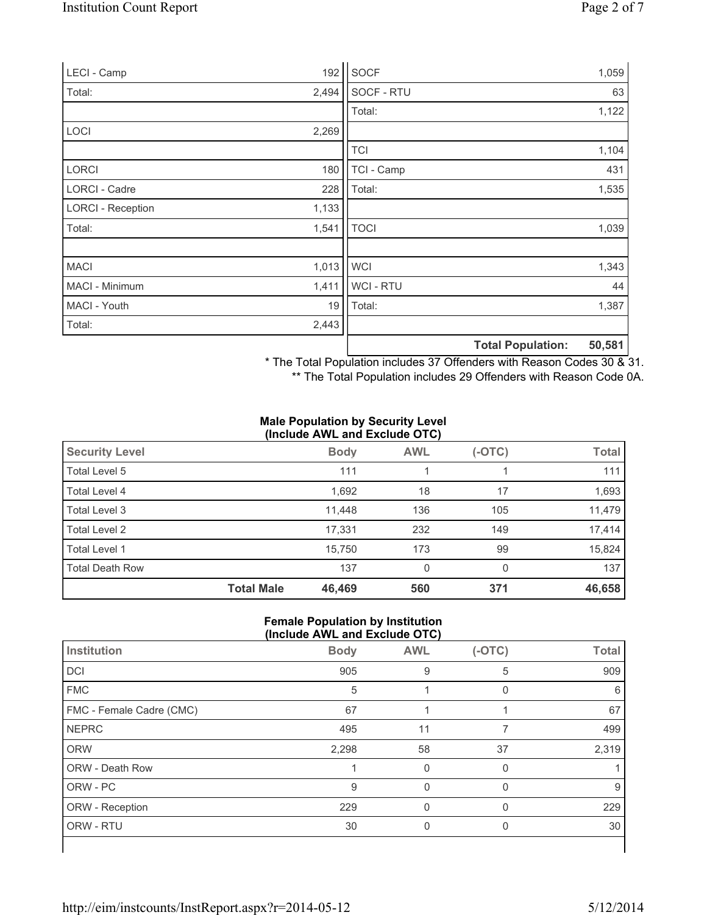| | |
|---|---|
| LECI - Camp | 192 |
| Total: | 2,494 |
| | |
| LOCI | 2,269 |
| | |
| LORCI | 180 |
| LORCI - Cadre | 228 |
| LORCI - Reception | 1,133 |
| Total: | 1,541 |
| | |
| MACI | 1,013 |
| MACI - Minimum | 1,411 |
| MACI - Youth | 19 |
| Total: | 2,443 |

| | |
|---|---|
| SOCF | 1,059 |
| SOCF - RTU | 63 |
| Total: | 1,122 |
| | |
| TCI | 1,104 |
| TCI - Camp | 431 |
| Total: | 1,535 |
| | |
| TOCI | 1,039 |
| | |
| WCI | 1,343 |
| WCI - RTU | 44 |
| Total: | 1,387 |
| | |
| **Total Population:** | **50,581** |

\* The Total Population includes 37 Offenders with Reason Codes 30 & 31.

\*\* The Total Population includes 29 Offenders with Reason Code 0A.

**Male Population by Security Level (Include AWL and Exclude OTC)**

| Security Level | | Body | AWL | (-OTC) | Total |
|---|---|---|---|---|---|
| Total Level 5 | | 111 | 1 | 1 | 111 |
| Total Level 4 | | 1,692 | 18 | 17 | 1,693 |
| Total Level 3 | | 11,448 | 136 | 105 | 11,479 |
| Total Level 2 | | 17,331 | 232 | 149 | 17,414 |
| Total Level 1 | | 15,750 | 173 | 99 | 15,824 |
| Total Death Row | | 137 | 0 | 0 | 137 |
| | **Total Male** | **46,469** | **560** | **371** | **46,658** |

**Female Population by Institution (Include AWL and Exclude OTC)**

| Institution | Body | AWL | (-OTC) | Total |
|---|---|---|---|---|
| DCI | 905 | 9 | 5 | 909 |
| FMC | 5 | 1 | 0 | 6 |
| FMC - Female Cadre (CMC) | 67 | 1 | 1 | 67 |
| NEPRC | 495 | 11 | 7 | 499 |
| ORW | 2,298 | 58 | 37 | 2,319 |
| ORW - Death Row | 1 | 0 | 0 | 1 |
| ORW - PC | 9 | 0 | 0 | 9 |
| ORW - Reception | 229 | 0 | 0 | 229 |
| ORW - RTU | 30 | 0 | 0 | 30 |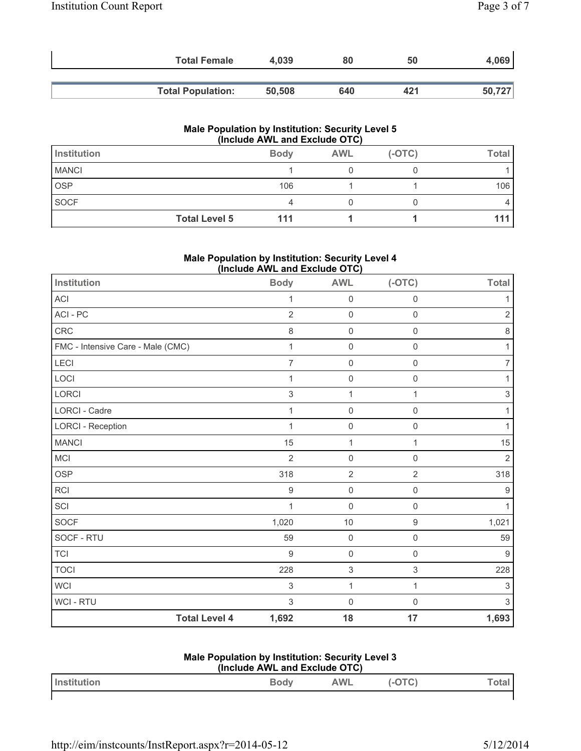| | Body | AWL | (-OTC) | Total |
|---|---|---|---|---|
| **Total Female** | **4,039** | **80** | **50** | **4,069** |

| | Body | AWL | (-OTC) | Total |
|---|---|---|---|---|
| **Total Population:** | **50,508** | **640** | **421** | **50,727** |

### Male Population by Institution: Security Level 5
### (Include AWL and Exclude OTC)

| Institution | Body | AWL | (-OTC) | Total |
|---|---|---|---|---|
| MANCI | 1 | 0 | 0 | 1 |
| OSP | 106 | 1 | 1 | 106 |
| SOCF | 4 | 0 | 0 | 4 |
| **Total Level 5** | **111** | **1** | **1** | **111** |

### Male Population by Institution: Security Level 4
### (Include AWL and Exclude OTC)

| Institution | Body | AWL | (-OTC) | Total |
|---|---|---|---|---|
| ACI | 1 | 0 | 0 | 1 |
| ACI - PC | 2 | 0 | 0 | 2 |
| CRC | 8 | 0 | 0 | 8 |
| FMC - Intensive Care - Male (CMC) | 1 | 0 | 0 | 1 |
| LECI | 7 | 0 | 0 | 7 |
| LOCI | 1 | 0 | 0 | 1 |
| LORCI | 3 | 1 | 1 | 3 |
| LORCI - Cadre | 1 | 0 | 0 | 1 |
| LORCI - Reception | 1 | 0 | 0 | 1 |
| MANCI | 15 | 1 | 1 | 15 |
| MCI | 2 | 0 | 0 | 2 |
| OSP | 318 | 2 | 2 | 318 |
| RCI | 9 | 0 | 0 | 9 |
| SCI | 1 | 0 | 0 | 1 |
| SOCF | 1,020 | 10 | 9 | 1,021 |
| SOCF - RTU | 59 | 0 | 0 | 59 |
| TCI | 9 | 0 | 0 | 9 |
| TOCI | 228 | 3 | 3 | 228 |
| WCI | 3 | 1 | 1 | 3 |
| WCI - RTU | 3 | 0 | 0 | 3 |
| **Total Level 4** | **1,692** | **18** | **17** | **1,693** |

### Male Population by Institution: Security Level 3
### (Include AWL and Exclude OTC)

| Institution | Body | AWL | (-OTC) | Total |
|---|---|---|---|---|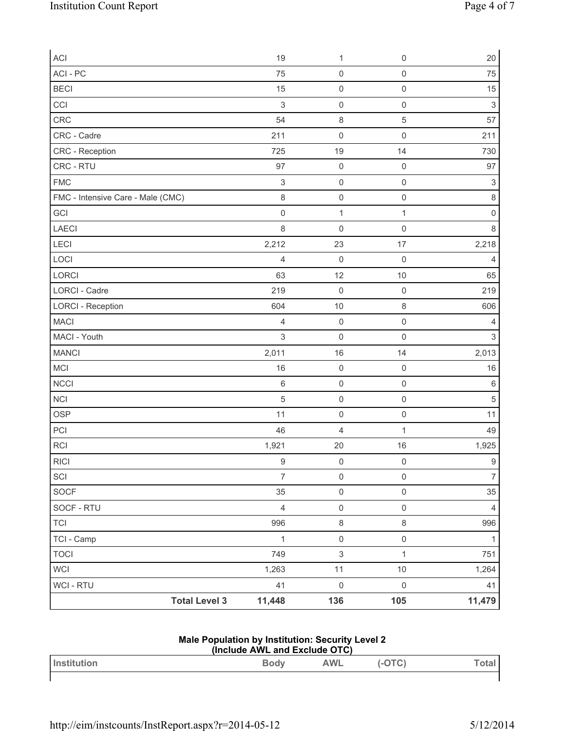| | Body | AWL | (-OTC) | Total |
|---|---|---|---|---|
| ACI | 19 | 1 | 0 | 20 |
| ACI - PC | 75 | 0 | 0 | 75 |
| BECI | 15 | 0 | 0 | 15 |
| CCI | 3 | 0 | 0 | 3 |
| CRC | 54 | 8 | 5 | 57 |
| CRC - Cadre | 211 | 0 | 0 | 211 |
| CRC - Reception | 725 | 19 | 14 | 730 |
| CRC - RTU | 97 | 0 | 0 | 97 |
| FMC | 3 | 0 | 0 | 3 |
| FMC - Intensive Care - Male (CMC) | 8 | 0 | 0 | 8 |
| GCI | 0 | 1 | 1 | 0 |
| LAECI | 8 | 0 | 0 | 8 |
| LECI | 2,212 | 23 | 17 | 2,218 |
| LOCI | 4 | 0 | 0 | 4 |
| LORCI | 63 | 12 | 10 | 65 |
| LORCI - Cadre | 219 | 0 | 0 | 219 |
| LORCI - Reception | 604 | 10 | 8 | 606 |
| MACI | 4 | 0 | 0 | 4 |
| MACI - Youth | 3 | 0 | 0 | 3 |
| MANCI | 2,011 | 16 | 14 | 2,013 |
| MCI | 16 | 0 | 0 | 16 |
| NCCI | 6 | 0 | 0 | 6 |
| NCI | 5 | 0 | 0 | 5 |
| OSP | 11 | 0 | 0 | 11 |
| PCI | 46 | 4 | 1 | 49 |
| RCI | 1,921 | 20 | 16 | 1,925 |
| RICI | 9 | 0 | 0 | 9 |
| SCI | 7 | 0 | 0 | 7 |
| SOCF | 35 | 0 | 0 | 35 |
| SOCF - RTU | 4 | 0 | 0 | 4 |
| TCI | 996 | 8 | 8 | 996 |
| TCI - Camp | 1 | 0 | 0 | 1 |
| TOCI | 749 | 3 | 1 | 751 |
| WCI | 1,263 | 11 | 10 | 1,264 |
| WCI - RTU | 41 | 0 | 0 | 41 |
| **Total Level 3** | **11,448** | **136** | **105** | **11,479** |

### Male Population by Institution: Security Level 2
### (Include AWL and Exclude OTC)

| Institution | Body | AWL | (-OTC) | Total |
|---|---|---|---|---|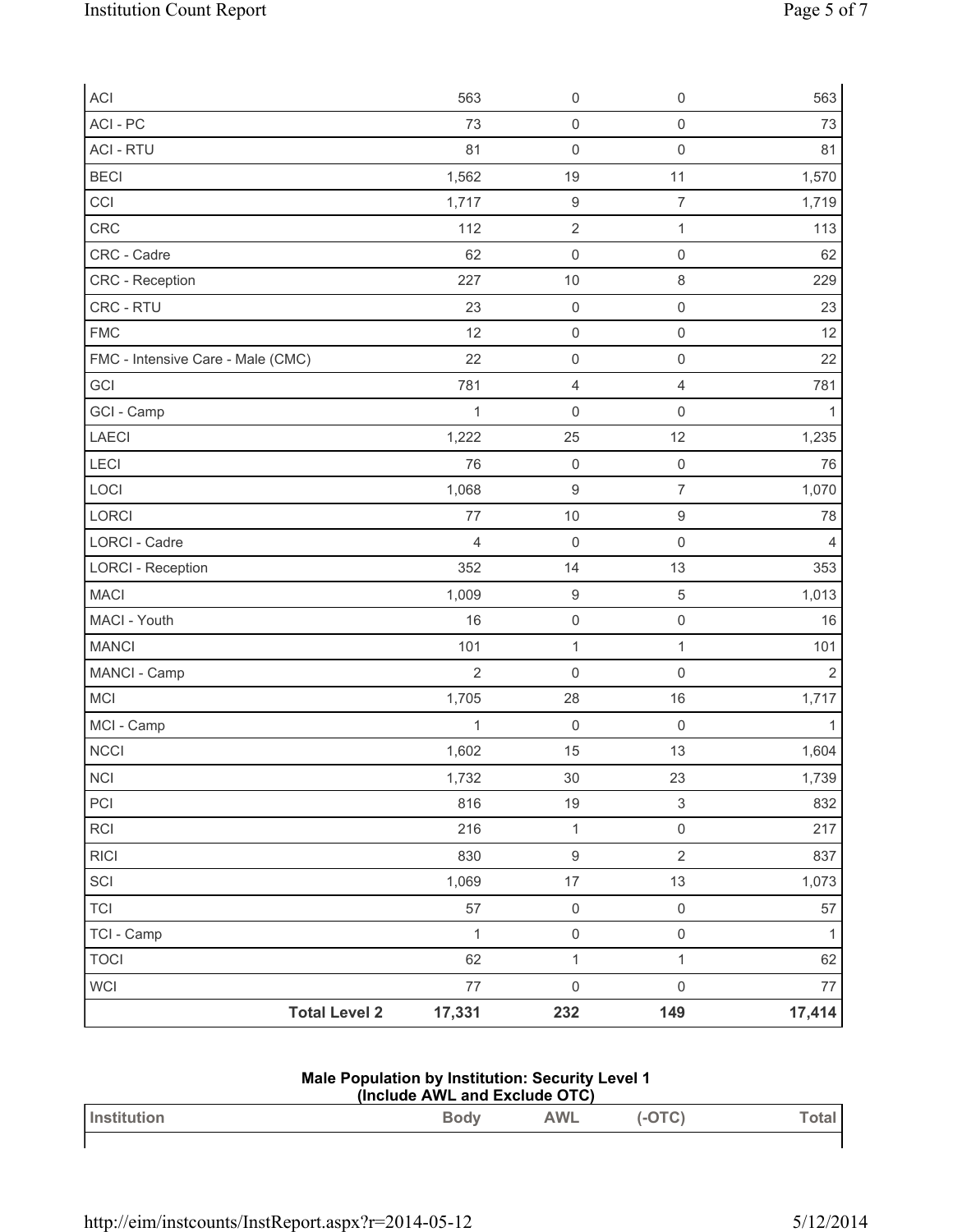| | Body | AWL | (-OTC) | Total |
|---|---|---|---|---|
| ACI | 563 | 0 | 0 | 563 |
| ACI - PC | 73 | 0 | 0 | 73 |
| ACI - RTU | 81 | 0 | 0 | 81 |
| BECI | 1,562 | 19 | 11 | 1,570 |
| CCI | 1,717 | 9 | 7 | 1,719 |
| CRC | 112 | 2 | 1 | 113 |
| CRC - Cadre | 62 | 0 | 0 | 62 |
| CRC - Reception | 227 | 10 | 8 | 229 |
| CRC - RTU | 23 | 0 | 0 | 23 |
| FMC | 12 | 0 | 0 | 12 |
| FMC - Intensive Care - Male (CMC) | 22 | 0 | 0 | 22 |
| GCI | 781 | 4 | 4 | 781 |
| GCI - Camp | 1 | 0 | 0 | 1 |
| LAECI | 1,222 | 25 | 12 | 1,235 |
| LECI | 76 | 0 | 0 | 76 |
| LOCI | 1,068 | 9 | 7 | 1,070 |
| LORCI | 77 | 10 | 9 | 78 |
| LORCI - Cadre | 4 | 0 | 0 | 4 |
| LORCI - Reception | 352 | 14 | 13 | 353 |
| MACI | 1,009 | 9 | 5 | 1,013 |
| MACI - Youth | 16 | 0 | 0 | 16 |
| MANCI | 101 | 1 | 1 | 101 |
| MANCI - Camp | 2 | 0 | 0 | 2 |
| MCI | 1,705 | 28 | 16 | 1,717 |
| MCI - Camp | 1 | 0 | 0 | 1 |
| NCCI | 1,602 | 15 | 13 | 1,604 |
| NCI | 1,732 | 30 | 23 | 1,739 |
| PCI | 816 | 19 | 3 | 832 |
| RCI | 216 | 1 | 0 | 217 |
| RICI | 830 | 9 | 2 | 837 |
| SCI | 1,069 | 17 | 13 | 1,073 |
| TCI | 57 | 0 | 0 | 57 |
| TCI - Camp | 1 | 0 | 0 | 1 |
| TOCI | 62 | 1 | 1 | 62 |
| WCI | 77 | 0 | 0 | 77 |
| **Total Level 2** | **17,331** | **232** | **149** | **17,414** |

**Male Population by Institution: Security Level 1**
**(Include AWL and Exclude OTC)**

| Institution | Body | AWL | (-OTC) | Total |
|---|---|---|---|---|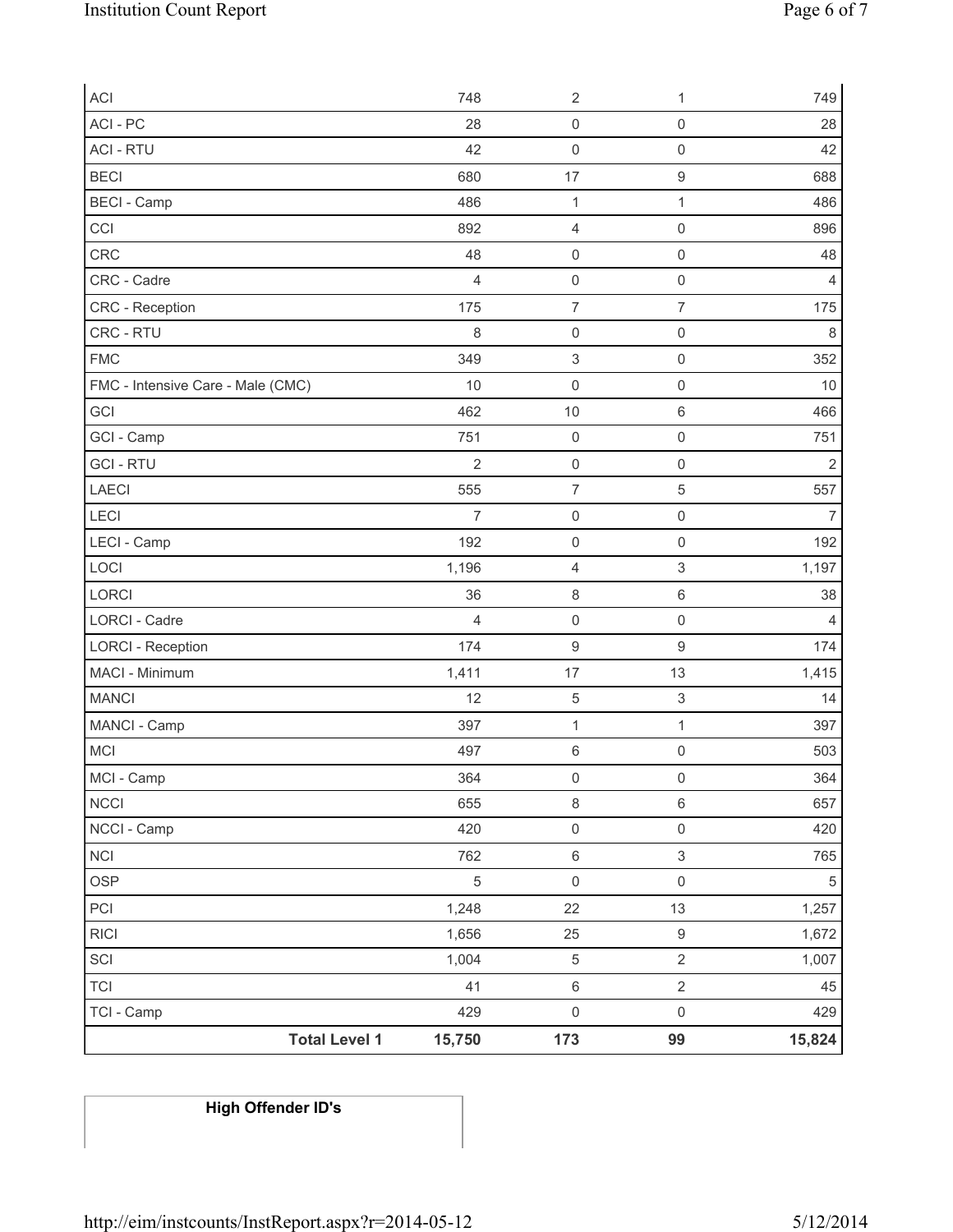| | | | | |
|---|---|---|---|---|
| ACI | 748 | 2 | 1 | 749 |
| ACI - PC | 28 | 0 | 0 | 28 |
| ACI - RTU | 42 | 0 | 0 | 42 |
| BECI | 680 | 17 | 9 | 688 |
| BECI - Camp | 486 | 1 | 1 | 486 |
| CCI | 892 | 4 | 0 | 896 |
| CRC | 48 | 0 | 0 | 48 |
| CRC - Cadre | 4 | 0 | 0 | 4 |
| CRC - Reception | 175 | 7 | 7 | 175 |
| CRC - RTU | 8 | 0 | 0 | 8 |
| FMC | 349 | 3 | 0 | 352 |
| FMC - Intensive Care - Male (CMC) | 10 | 0 | 0 | 10 |
| GCI | 462 | 10 | 6 | 466 |
| GCI - Camp | 751 | 0 | 0 | 751 |
| GCI - RTU | 2 | 0 | 0 | 2 |
| LAECI | 555 | 7 | 5 | 557 |
| LECI | 7 | 0 | 0 | 7 |
| LECI - Camp | 192 | 0 | 0 | 192 |
| LOCI | 1,196 | 4 | 3 | 1,197 |
| LORCI | 36 | 8 | 6 | 38 |
| LORCI - Cadre | 4 | 0 | 0 | 4 |
| LORCI - Reception | 174 | 9 | 9 | 174 |
| MACI - Minimum | 1,411 | 17 | 13 | 1,415 |
| MANCI | 12 | 5 | 3 | 14 |
| MANCI - Camp | 397 | 1 | 1 | 397 |
| MCI | 497 | 6 | 0 | 503 |
| MCI - Camp | 364 | 0 | 0 | 364 |
| NCCI | 655 | 8 | 6 | 657 |
| NCCI - Camp | 420 | 0 | 0 | 420 |
| NCI | 762 | 6 | 3 | 765 |
| OSP | 5 | 0 | 0 | 5 |
| PCI | 1,248 | 22 | 13 | 1,257 |
| RICI | 1,656 | 25 | 9 | 1,672 |
| SCI | 1,004 | 5 | 2 | 1,007 |
| TCI | 41 | 6 | 2 | 45 |
| TCI - Camp | 429 | 0 | 0 | 429 |
| **Total Level 1** | **15,750** | **173** | **99** | **15,824** |

| **High Offender ID's** |
|---|
| |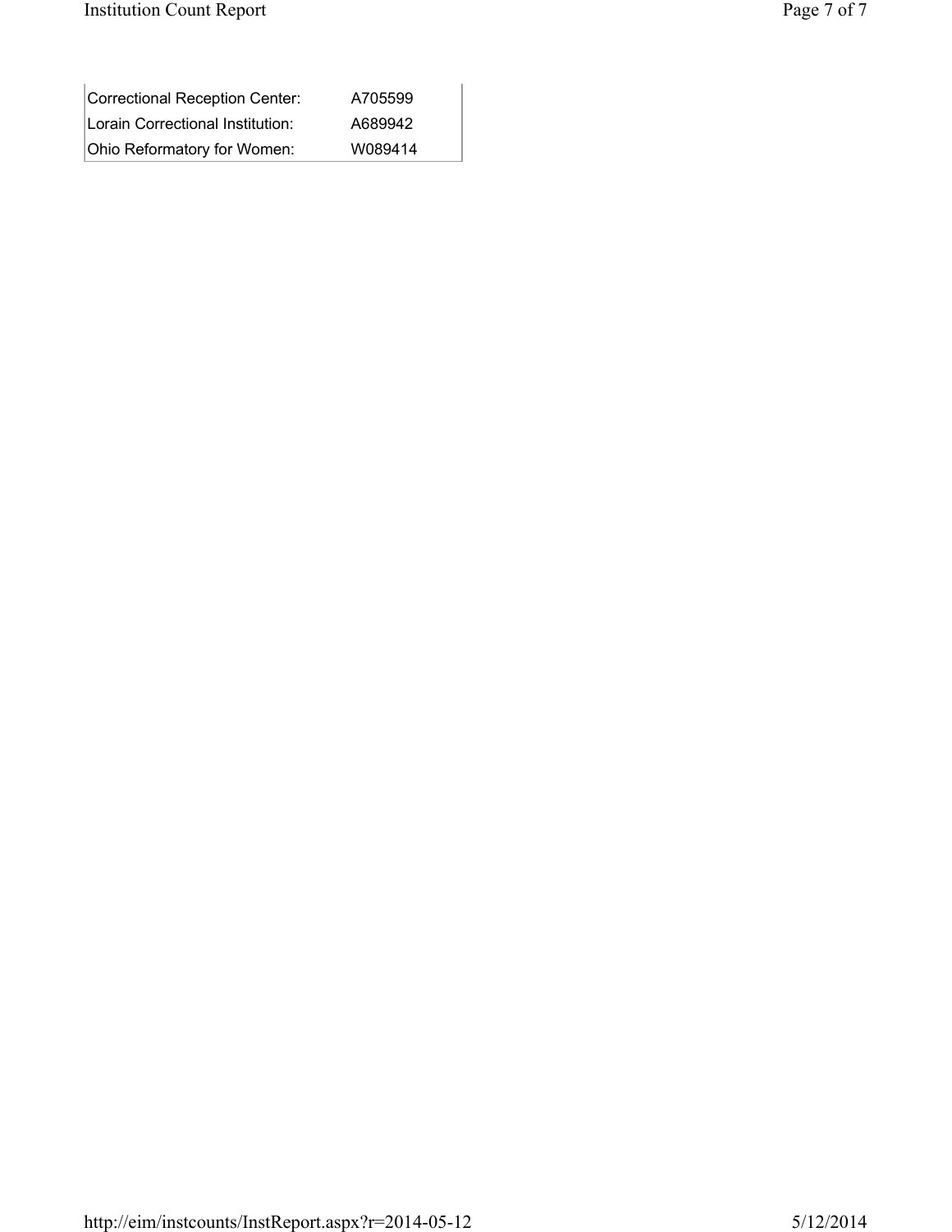| | |
|---|---|
| Correctional Reception Center: | A705599 |
| Lorain Correctional Institution: | A689942 |
| Ohio Reformatory for Women: | W089414 |